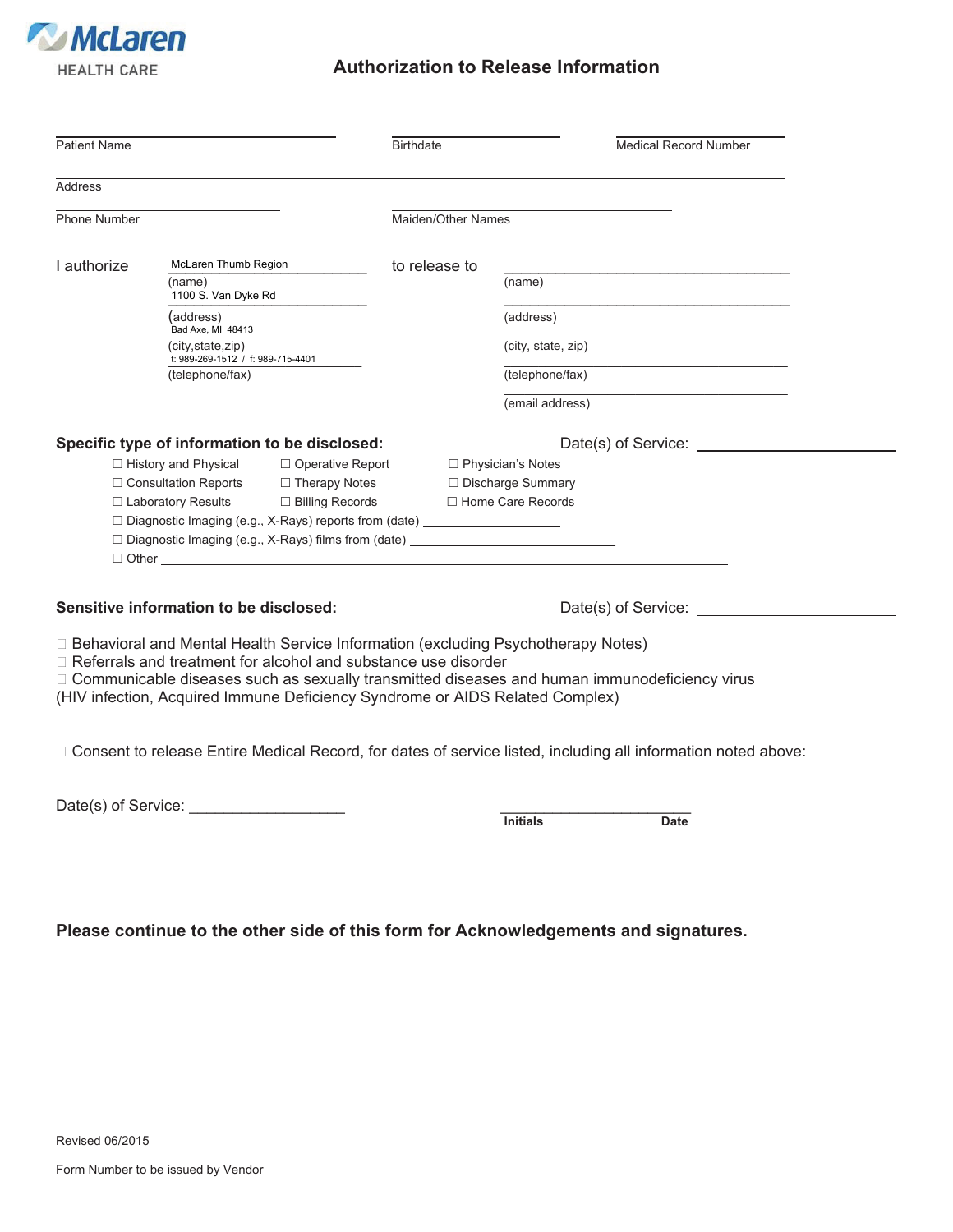McLaren HEALTH CARE

# Authorization to Release Information

Patient Name ____________________ Birthdate ____________________ Medical Record Number ____________________

Address ________________________________________

Phone Number ____________________ Maiden/Other Names ____________________

I authorize McLaren Thumb Region (name)
1100 S. Van Dyke Rd (address)
Bad Axe, MI 48413 (city,state,zip)
t: 989-269-1512 / f: 989-715-4401 (telephone/fax)

to release to
____________________ (name)
____________________ (address)
____________________ (city, state, zip)
____________________ (telephone/fax)
____________________ (email address)

**Specific type of information to be disclosed:** Date(s) of Service: ____________________

- ☐ History and Physical
- ☐ Operative Report
- ☐ Physician's Notes
- ☐ Consultation Reports
- ☐ Therapy Notes
- ☐ Discharge Summary
- ☐ Laboratory Results
- ☐ Billing Records
- ☐ Home Care Records
- ☐ Diagnostic Imaging (e.g., X-Rays) reports from (date) ____________________
- ☐ Diagnostic Imaging (e.g., X-Rays) films from (date) ____________________
- ☐ Other ________________________________________

**Sensitive information to be disclosed:** Date(s) of Service: ____________________

- ☐ Behavioral and Mental Health Service Information (excluding Psychotherapy Notes)
- ☐ Referrals and treatment for alcohol and substance use disorder
- ☐ Communicable diseases such as sexually transmitted diseases and human immunodeficiency virus (HIV infection, Acquired Immune Deficiency Syndrome or AIDS Related Complex)

☐ Consent to release Entire Medical Record, for dates of service listed, including all information noted above:

Date(s) of Service: ____________________

____________________
**Initials** **Date**

**Please continue to the other side of this form for Acknowledgements and signatures.**

Revised 06/2015

Form Number to be issued by Vendor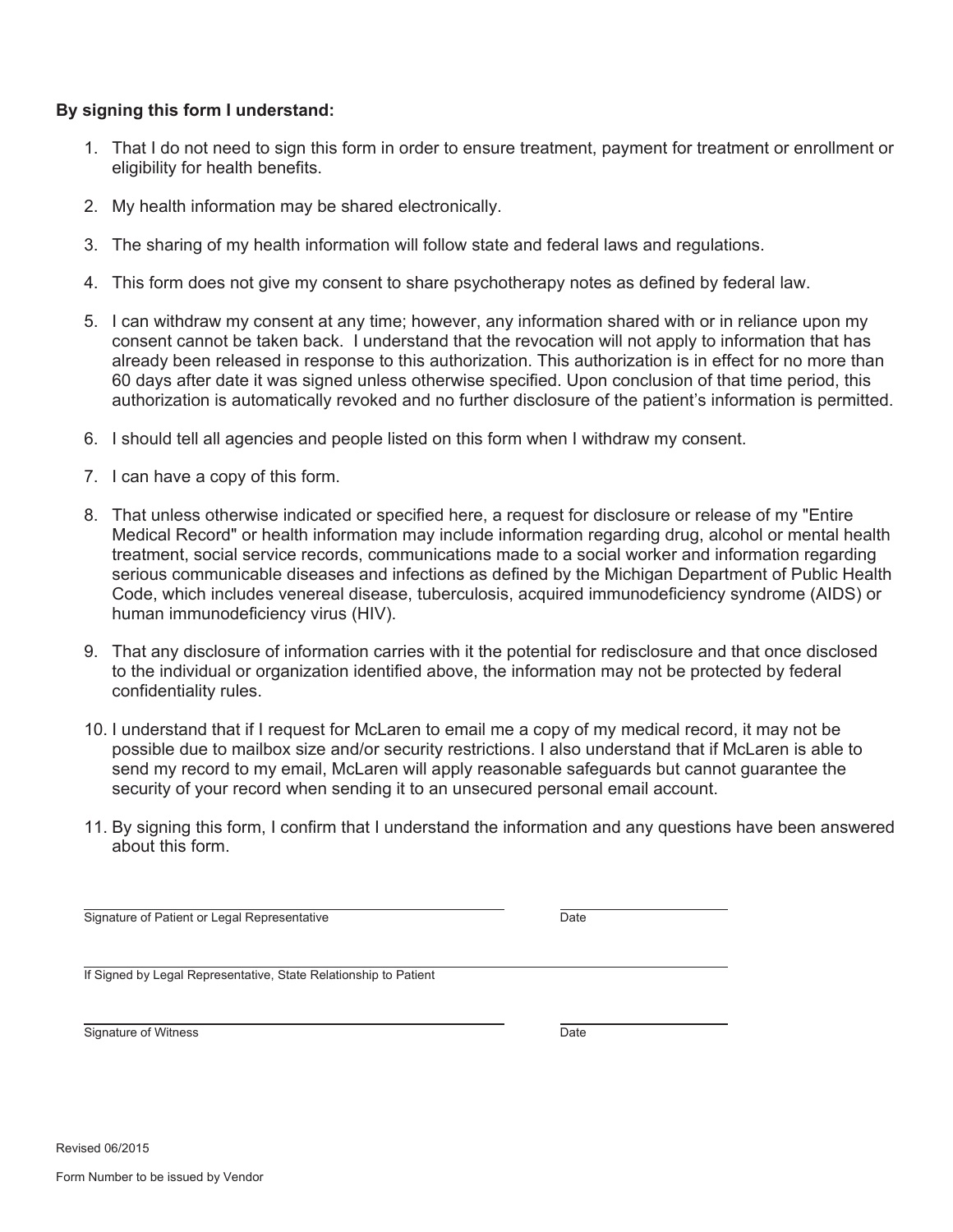**By signing this form I understand:**

1. That I do not need to sign this form in order to ensure treatment, payment for treatment or enrollment or eligibility for health benefits.
2. My health information may be shared electronically.
3. The sharing of my health information will follow state and federal laws and regulations.
4. This form does not give my consent to share psychotherapy notes as defined by federal law.
5. I can withdraw my consent at any time; however, any information shared with or in reliance upon my consent cannot be taken back. I understand that the revocation will not apply to information that has already been released in response to this authorization. This authorization is in effect for no more than 60 days after date it was signed unless otherwise specified. Upon conclusion of that time period, this authorization is automatically revoked and no further disclosure of the patient's information is permitted.
6. I should tell all agencies and people listed on this form when I withdraw my consent.
7. I can have a copy of this form.
8. That unless otherwise indicated or specified here, a request for disclosure or release of my "Entire Medical Record" or health information may include information regarding drug, alcohol or mental health treatment, social service records, communications made to a social worker and information regarding serious communicable diseases and infections as defined by the Michigan Department of Public Health Code, which includes venereal disease, tuberculosis, acquired immunodeficiency syndrome (AIDS) or human immunodeficiency virus (HIV).
9. That any disclosure of information carries with it the potential for redisclosure and that once disclosed to the individual or organization identified above, the information may not be protected by federal confidentiality rules.
10. I understand that if I request for McLaren to email me a copy of my medical record, it may not be possible due to mailbox size and/or security restrictions. I also understand that if McLaren is able to send my record to my email, McLaren will apply reasonable safeguards but cannot guarantee the security of your record when sending it to an unsecured personal email account.
11. By signing this form, I confirm that I understand the information and any questions have been answered about this form.

\_\_\_\_\_\_\_\_\_\_\_\_\_\_\_\_\_\_\_\_\_\_\_\_\_\_\_\_\_\_\_\_\_\_\_\_\_\_\_\_ \_\_\_\_\_\_\_\_\_\_\_\_\_\_\_\_\_\_\_\_

Signature of Patient or Legal Representative Date

\_\_\_\_\_\_\_\_\_\_\_\_\_\_\_\_\_\_\_\_\_\_\_\_\_\_\_\_\_\_\_\_\_\_\_\_\_\_\_\_\_\_\_\_\_\_\_\_\_\_\_\_\_\_\_\_\_\_\_\_

If Signed by Legal Representative, State Relationship to Patient

\_\_\_\_\_\_\_\_\_\_\_\_\_\_\_\_\_\_\_\_\_\_\_\_\_\_\_\_\_\_\_\_\_\_\_\_\_\_\_\_ \_\_\_\_\_\_\_\_\_\_\_\_\_\_\_\_\_\_\_\_

Signature of Witness Date

Revised 06/2015

Form Number to be issued by Vendor